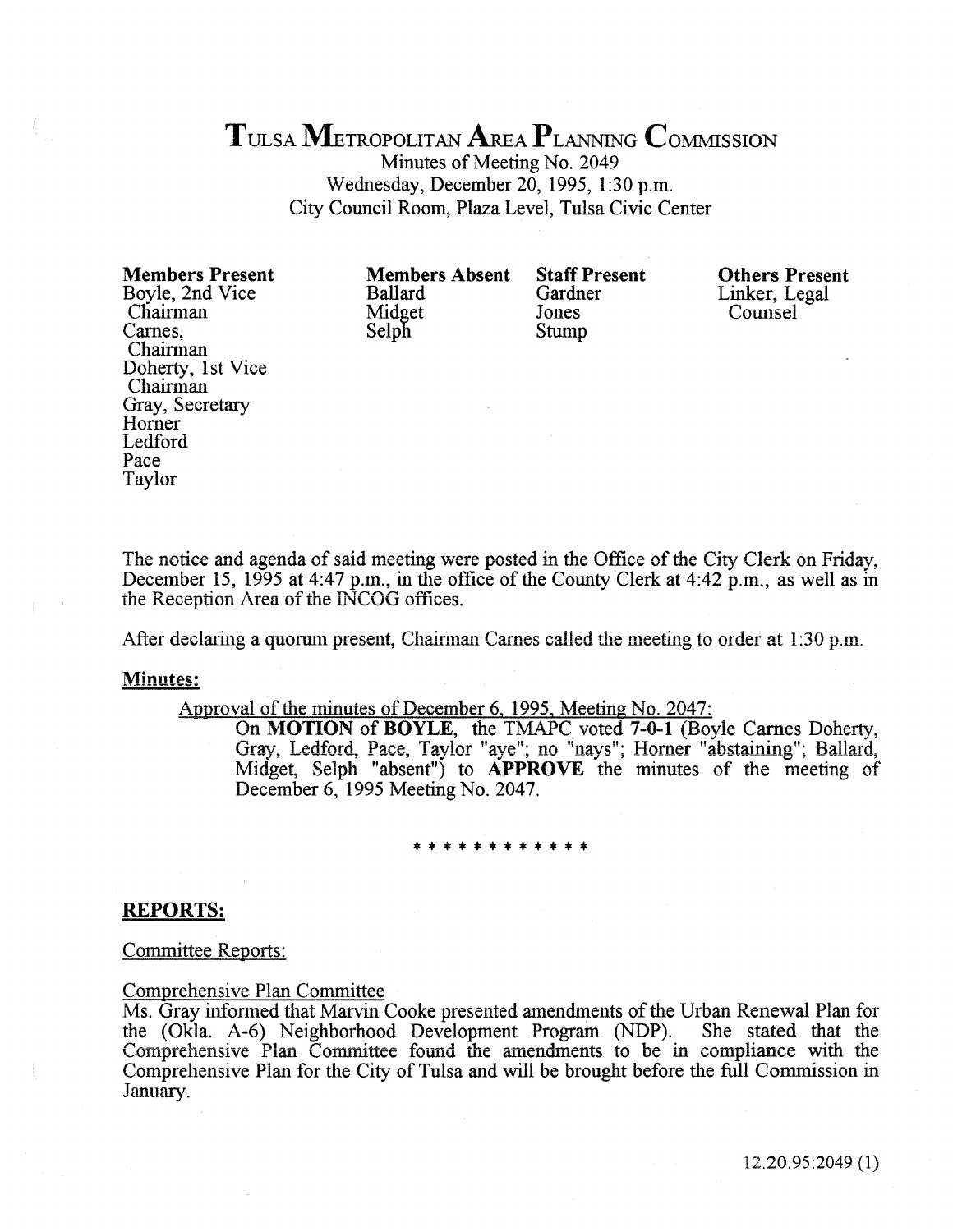# TULSA METROPOLITAN AREA PLANNING COMMISSION

Minutes of Meeting No. 2049
Wednesday, December 20, 1995, 1:30 p.m.
City Council Room, Plaza Level, Tulsa Civic Center

| Members Present | Members Absent | Staff Present | Others Present |
|---|---|---|---|
| Boyle, 2nd Vice Chairman | Ballard | Gardner | Linker, Legal Counsel |
| Carnes, Chairman | Midget | Jones | |
| Doherty, 1st Vice Chairman | Selph | Stump | |
| Gray, Secretary | | | |
| Horner | | | |
| Ledford | | | |
| Pace | | | |
| Taylor | | | |

The notice and agenda of said meeting were posted in the Office of the City Clerk on Friday, December 15, 1995 at 4:47 p.m., in the office of the County Clerk at 4:42 p.m., as well as in the Reception Area of the INCOG offices.

After declaring a quorum present, Chairman Carnes called the meeting to order at 1:30 p.m.

**Minutes:**

Approval of the minutes of December 6, 1995, Meeting No. 2047:

On **MOTION** of **BOYLE**, the TMAPC voted **7-0-1** (Boyle Carnes Doherty, Gray, Ledford, Pace, Taylor "aye"; no "nays"; Horner "abstaining"; Ballard, Midget, Selph "absent") to **APPROVE** the minutes of the meeting of December 6, 1995 Meeting No. 2047.

\* \* \* \* \* \* \* \* \* \* \* \*

## REPORTS:

Committee Reports:

Comprehensive Plan Committee

Ms. Gray informed that Marvin Cooke presented amendments of the Urban Renewal Plan for the (Okla. A-6) Neighborhood Development Program (NDP). She stated that the Comprehensive Plan Committee found the amendments to be in compliance with the Comprehensive Plan for the City of Tulsa and will be brought before the full Commission in January.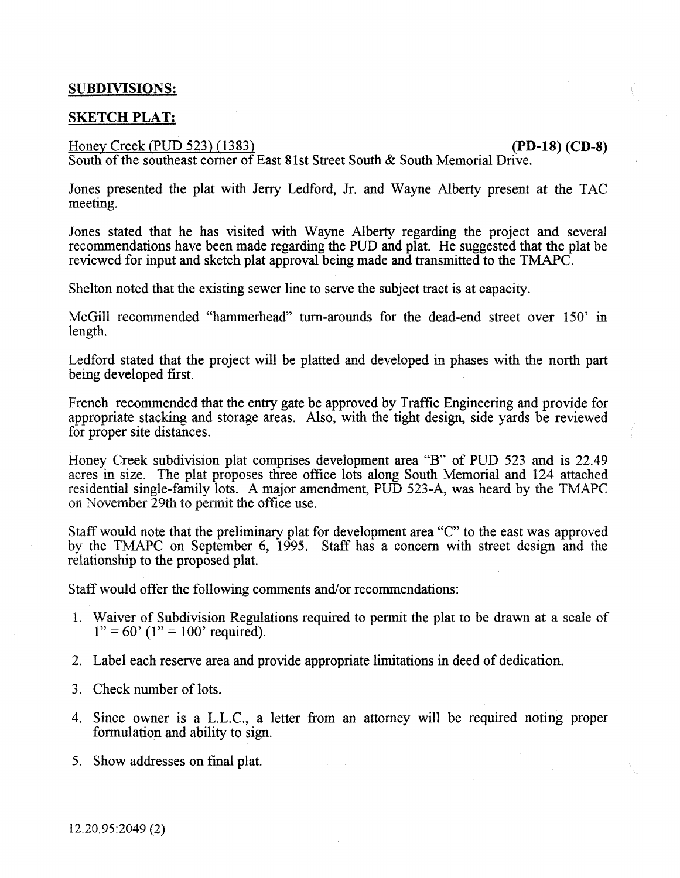**SUBDIVISIONS:**

**SKETCH PLAT:**

Honey Creek (PUD 523) (1383) **(PD-18) (CD-8)**
South of the southeast corner of East 81st Street South & South Memorial Drive.

Jones presented the plat with Jerry Ledford, Jr. and Wayne Alberty present at the TAC meeting.

Jones stated that he has visited with Wayne Alberty regarding the project and several recommendations have been made regarding the PUD and plat. He suggested that the plat be reviewed for input and sketch plat approval being made and transmitted to the TMAPC.

Shelton noted that the existing sewer line to serve the subject tract is at capacity.

McGill recommended "hammerhead" turn-arounds for the dead-end street over 150' in length.

Ledford stated that the project will be platted and developed in phases with the north part being developed first.

French recommended that the entry gate be approved by Traffic Engineering and provide for appropriate stacking and storage areas. Also, with the tight design, side yards be reviewed for proper site distances.

Honey Creek subdivision plat comprises development area "B" of PUD 523 and is 22.49 acres in size. The plat proposes three office lots along South Memorial and 124 attached residential single-family lots. A major amendment, PUD 523-A, was heard by the TMAPC on November 29th to permit the office use.

Staff would note that the preliminary plat for development area "C" to the east was approved by the TMAPC on September 6, 1995. Staff has a concern with street design and the relationship to the proposed plat.

Staff would offer the following comments and/or recommendations:

1. Waiver of Subdivision Regulations required to permit the plat to be drawn at a scale of 1" = 60' (1" = 100' required).
2. Label each reserve area and provide appropriate limitations in deed of dedication.
3. Check number of lots.
4. Since owner is a L.L.C., a letter from an attorney will be required noting proper formulation and ability to sign.
5. Show addresses on final plat.

12.20.95:2049 (2)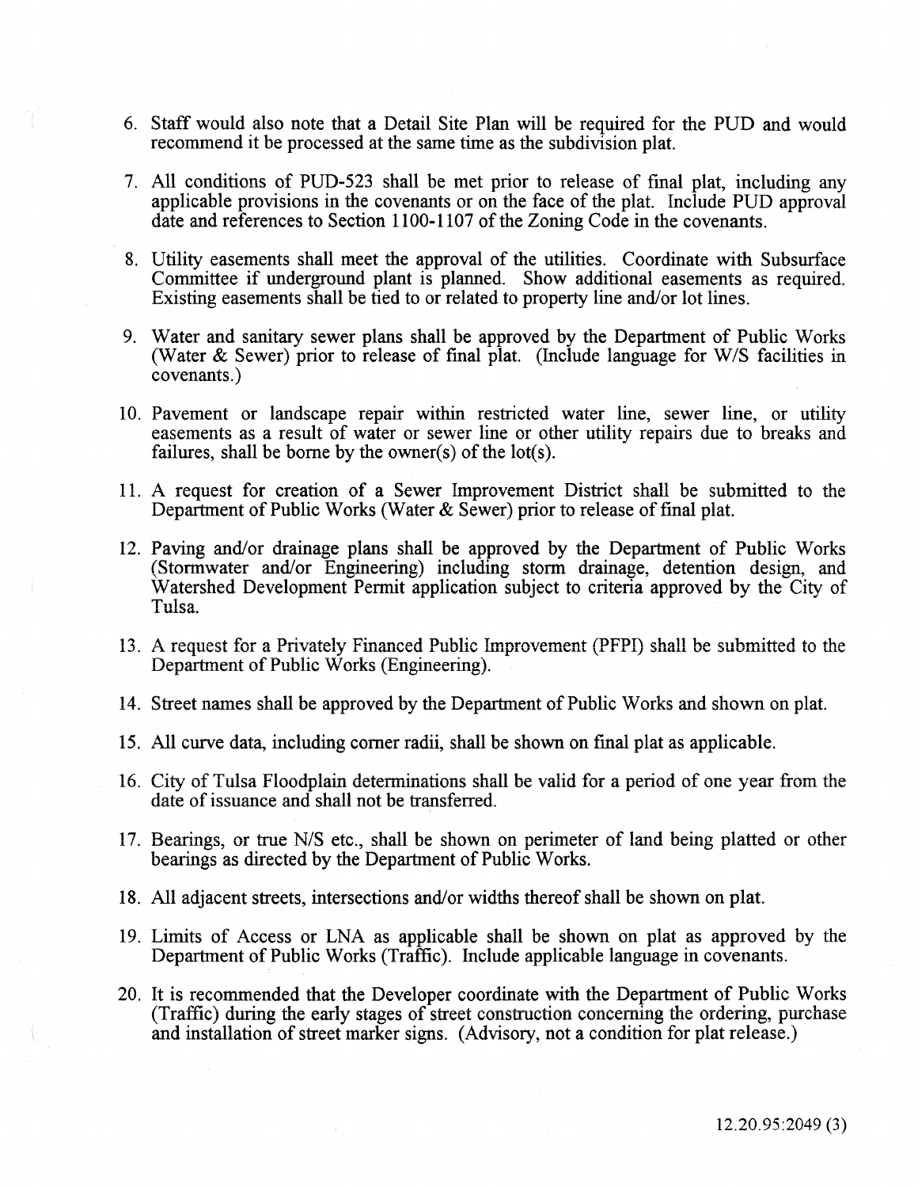6. Staff would also note that a Detail Site Plan will be required for the PUD and would recommend it be processed at the same time as the subdivision plat.

7. All conditions of PUD-523 shall be met prior to release of final plat, including any applicable provisions in the covenants or on the face of the plat. Include PUD approval date and references to Section 1100-1107 of the Zoning Code in the covenants.

8. Utility easements shall meet the approval of the utilities. Coordinate with Subsurface Committee if underground plant is planned. Show additional easements as required. Existing easements shall be tied to or related to property line and/or lot lines.

9. Water and sanitary sewer plans shall be approved by the Department of Public Works (Water & Sewer) prior to release of final plat. (Include language for W/S facilities in covenants.)

10. Pavement or landscape repair within restricted water line, sewer line, or utility easements as a result of water or sewer line or other utility repairs due to breaks and failures, shall be borne by the owner(s) of the lot(s).

11. A request for creation of a Sewer Improvement District shall be submitted to the Department of Public Works (Water & Sewer) prior to release of final plat.

12. Paving and/or drainage plans shall be approved by the Department of Public Works (Stormwater and/or Engineering) including storm drainage, detention design, and Watershed Development Permit application subject to criteria approved by the City of Tulsa.

13. A request for a Privately Financed Public Improvement (PFPI) shall be submitted to the Department of Public Works (Engineering).

14. Street names shall be approved by the Department of Public Works and shown on plat.

15. All curve data, including corner radii, shall be shown on final plat as applicable.

16. City of Tulsa Floodplain determinations shall be valid for a period of one year from the date of issuance and shall not be transferred.

17. Bearings, or true N/S etc., shall be shown on perimeter of land being platted or other bearings as directed by the Department of Public Works.

18. All adjacent streets, intersections and/or widths thereof shall be shown on plat.

19. Limits of Access or LNA as applicable shall be shown on plat as approved by the Department of Public Works (Traffic). Include applicable language in covenants.

20. It is recommended that the Developer coordinate with the Department of Public Works (Traffic) during the early stages of street construction concerning the ordering, purchase and installation of street marker signs. (Advisory, not a condition for plat release.)

12.20.95:2049 (3)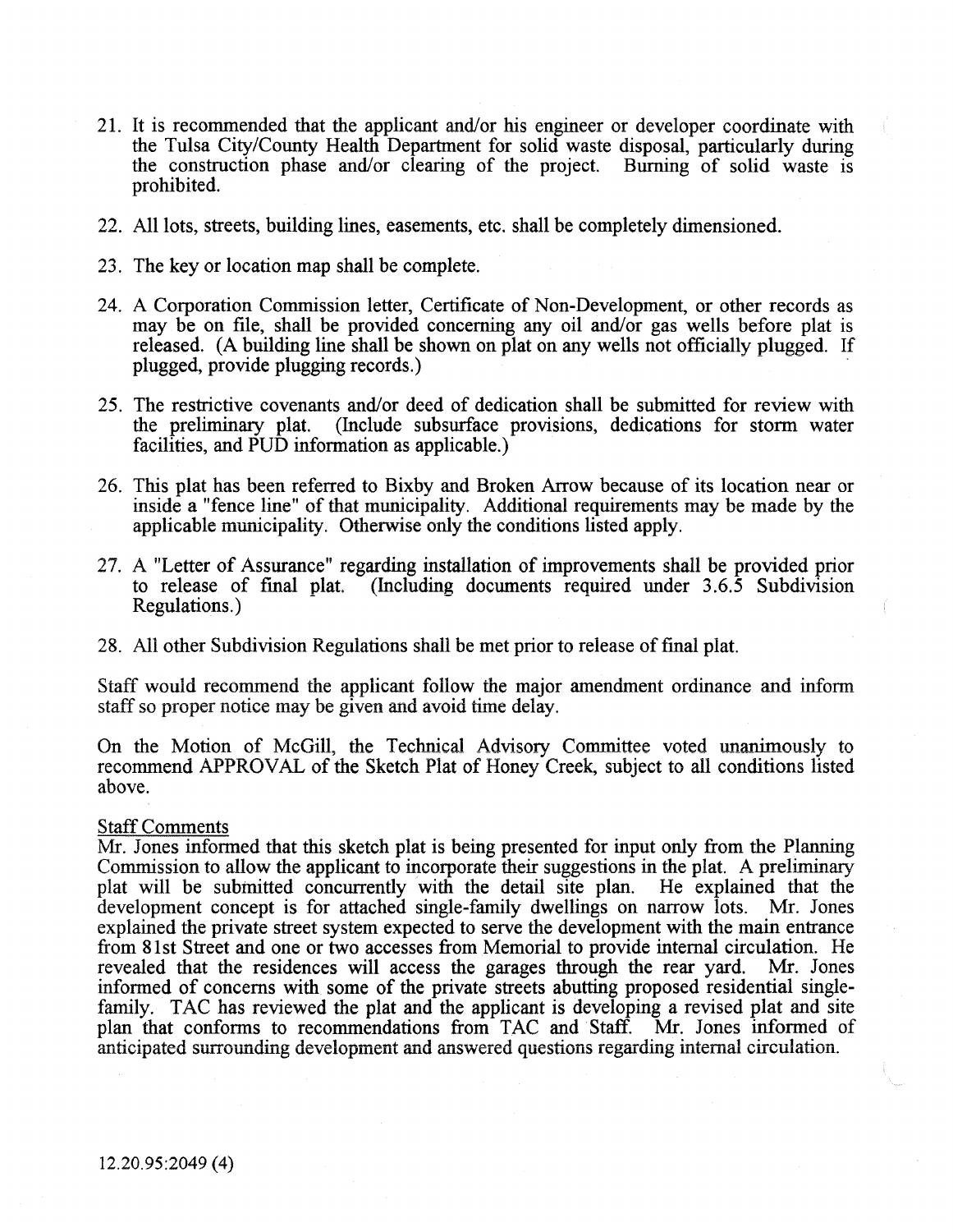21. It is recommended that the applicant and/or his engineer or developer coordinate with the Tulsa City/County Health Department for solid waste disposal, particularly during the construction phase and/or clearing of the project. Burning of solid waste is prohibited.

22. All lots, streets, building lines, easements, etc. shall be completely dimensioned.

23. The key or location map shall be complete.

24. A Corporation Commission letter, Certificate of Non-Development, or other records as may be on file, shall be provided concerning any oil and/or gas wells before plat is released. (A building line shall be shown on plat on any wells not officially plugged. If plugged, provide plugging records.)

25. The restrictive covenants and/or deed of dedication shall be submitted for review with the preliminary plat. (Include subsurface provisions, dedications for storm water facilities, and PUD information as applicable.)

26. This plat has been referred to Bixby and Broken Arrow because of its location near or inside a "fence line" of that municipality. Additional requirements may be made by the applicable municipality. Otherwise only the conditions listed apply.

27. A "Letter of Assurance" regarding installation of improvements shall be provided prior to release of final plat. (Including documents required under 3.6.5 Subdivision Regulations.)

28. All other Subdivision Regulations shall be met prior to release of final plat.

Staff would recommend the applicant follow the major amendment ordinance and inform staff so proper notice may be given and avoid time delay.

On the Motion of McGill, the Technical Advisory Committee voted unanimously to recommend APPROVAL of the Sketch Plat of Honey Creek, subject to all conditions listed above.

Staff Comments

Mr. Jones informed that this sketch plat is being presented for input only from the Planning Commission to allow the applicant to incorporate their suggestions in the plat. A preliminary plat will be submitted concurrently with the detail site plan. He explained that the development concept is for attached single-family dwellings on narrow lots. Mr. Jones explained the private street system expected to serve the development with the main entrance from 81st Street and one or two accesses from Memorial to provide internal circulation. He revealed that the residences will access the garages through the rear yard. Mr. Jones informed of concerns with some of the private streets abutting proposed residential single-family. TAC has reviewed the plat and the applicant is developing a revised plat and site plan that conforms to recommendations from TAC and Staff. Mr. Jones informed of anticipated surrounding development and answered questions regarding internal circulation.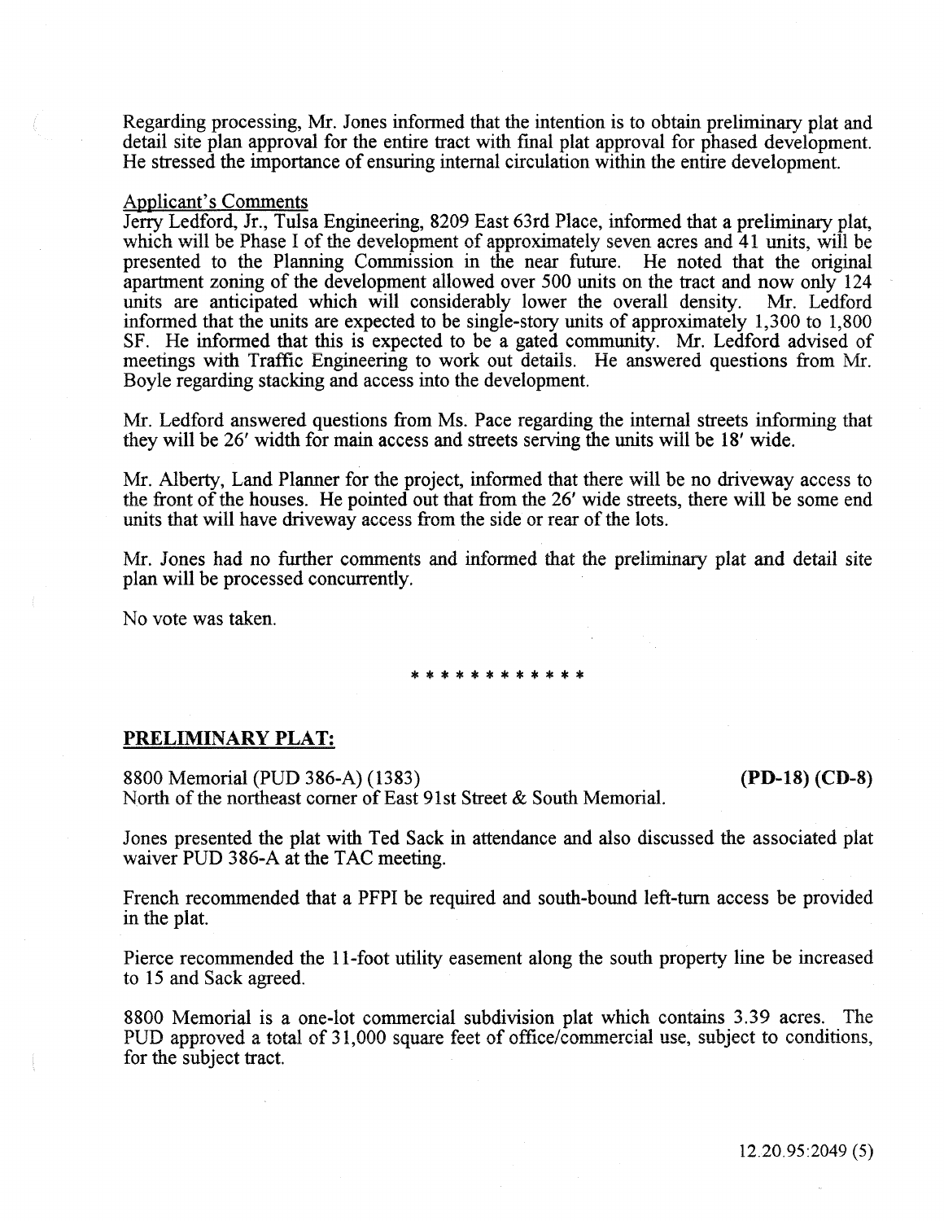Regarding processing, Mr. Jones informed that the intention is to obtain preliminary plat and detail site plan approval for the entire tract with final plat approval for phased development. He stressed the importance of ensuring internal circulation within the entire development.

Applicant's Comments

Jerry Ledford, Jr., Tulsa Engineering, 8209 East 63rd Place, informed that a preliminary plat, which will be Phase I of the development of approximately seven acres and 41 units, will be presented to the Planning Commission in the near future. He noted that the original apartment zoning of the development allowed over 500 units on the tract and now only 124 units are anticipated which will considerably lower the overall density. Mr. Ledford informed that the units are expected to be single-story units of approximately 1,300 to 1,800 SF. He informed that this is expected to be a gated community. Mr. Ledford advised of meetings with Traffic Engineering to work out details. He answered questions from Mr. Boyle regarding stacking and access into the development.

Mr. Ledford answered questions from Ms. Pace regarding the internal streets informing that they will be 26' width for main access and streets serving the units will be 18' wide.

Mr. Alberty, Land Planner for the project, informed that there will be no driveway access to the front of the houses. He pointed out that from the 26' wide streets, there will be some end units that will have driveway access from the side or rear of the lots.

Mr. Jones had no further comments and informed that the preliminary plat and detail site plan will be processed concurrently.

No vote was taken.

\* \* \* \* \* \* \* \* \* \* \* \*

## PRELIMINARY PLAT:

8800 Memorial (PUD 386-A) (1383) **(PD-18) (CD-8)**
North of the northeast corner of East 91st Street & South Memorial.

Jones presented the plat with Ted Sack in attendance and also discussed the associated plat waiver PUD 386-A at the TAC meeting.

French recommended that a PFPI be required and south-bound left-turn access be provided in the plat.

Pierce recommended the 11-foot utility easement along the south property line be increased to 15 and Sack agreed.

8800 Memorial is a one-lot commercial subdivision plat which contains 3.39 acres. The PUD approved a total of 31,000 square feet of office/commercial use, subject to conditions, for the subject tract.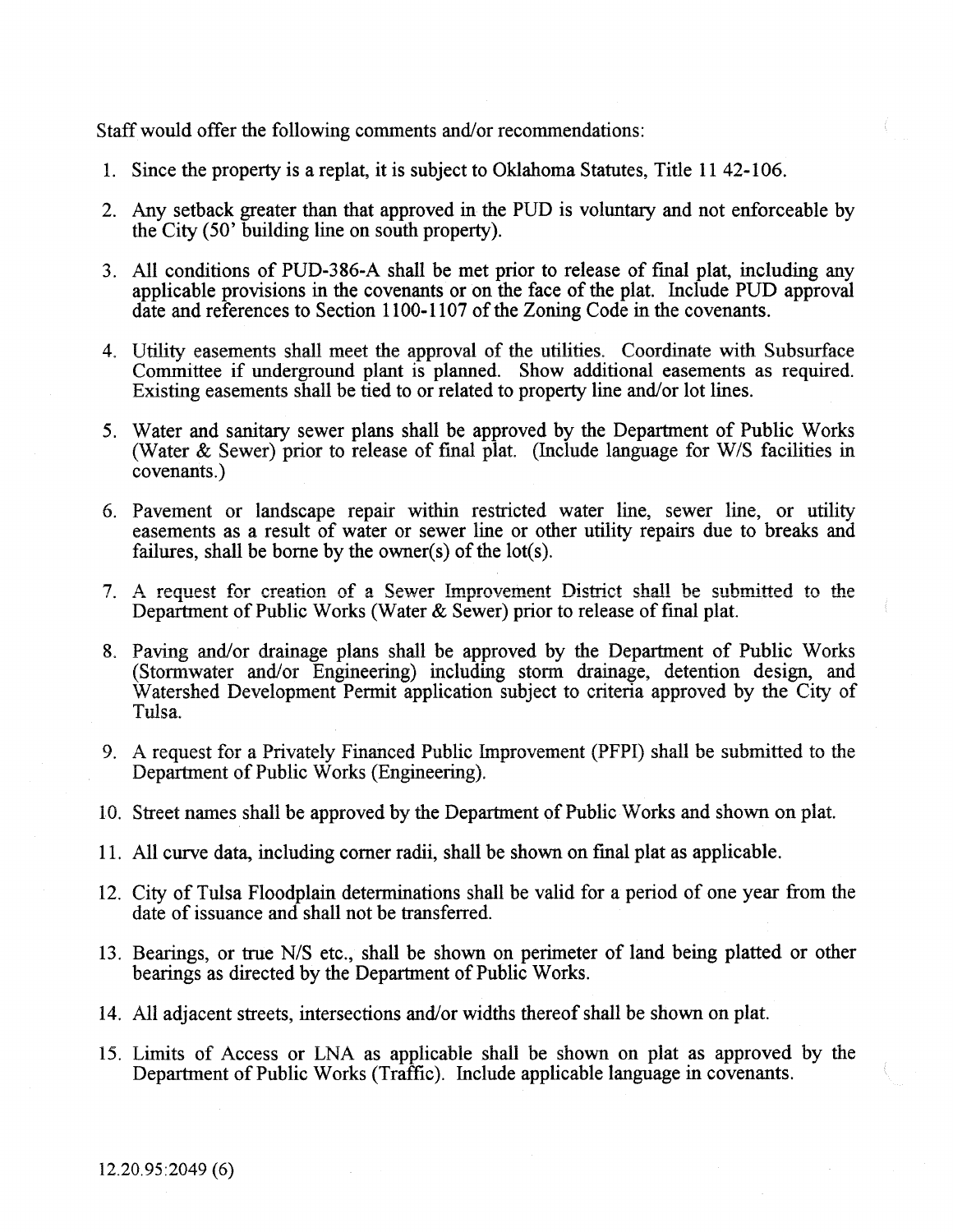Staff would offer the following comments and/or recommendations:

1. Since the property is a replat, it is subject to Oklahoma Statutes, Title 11 42-106.
2. Any setback greater than that approved in the PUD is voluntary and not enforceable by the City (50' building line on south property).
3. All conditions of PUD-386-A shall be met prior to release of final plat, including any applicable provisions in the covenants or on the face of the plat. Include PUD approval date and references to Section 1100-1107 of the Zoning Code in the covenants.
4. Utility easements shall meet the approval of the utilities. Coordinate with Subsurface Committee if underground plant is planned. Show additional easements as required. Existing easements shall be tied to or related to property line and/or lot lines.
5. Water and sanitary sewer plans shall be approved by the Department of Public Works (Water & Sewer) prior to release of final plat. (Include language for W/S facilities in covenants.)
6. Pavement or landscape repair within restricted water line, sewer line, or utility easements as a result of water or sewer line or other utility repairs due to breaks and failures, shall be borne by the owner(s) of the lot(s).
7. A request for creation of a Sewer Improvement District shall be submitted to the Department of Public Works (Water & Sewer) prior to release of final plat.
8. Paving and/or drainage plans shall be approved by the Department of Public Works (Stormwater and/or Engineering) including storm drainage, detention design, and Watershed Development Permit application subject to criteria approved by the City of Tulsa.
9. A request for a Privately Financed Public Improvement (PFPI) shall be submitted to the Department of Public Works (Engineering).
10. Street names shall be approved by the Department of Public Works and shown on plat.
11. All curve data, including corner radii, shall be shown on final plat as applicable.
12. City of Tulsa Floodplain determinations shall be valid for a period of one year from the date of issuance and shall not be transferred.
13. Bearings, or true N/S etc., shall be shown on perimeter of land being platted or other bearings as directed by the Department of Public Works.
14. All adjacent streets, intersections and/or widths thereof shall be shown on plat.
15. Limits of Access or LNA as applicable shall be shown on plat as approved by the Department of Public Works (Traffic). Include applicable language in covenants.

12.20.95:2049 (6)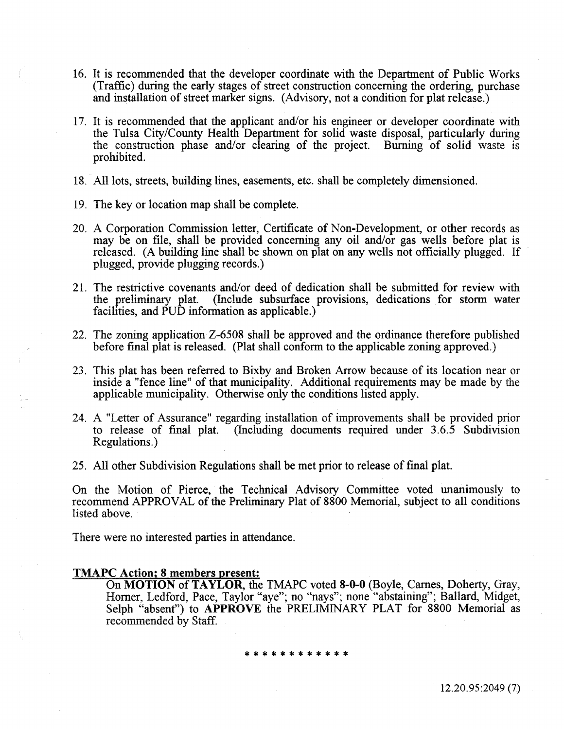16. It is recommended that the developer coordinate with the Department of Public Works (Traffic) during the early stages of street construction concerning the ordering, purchase and installation of street marker signs. (Advisory, not a condition for plat release.)

17. It is recommended that the applicant and/or his engineer or developer coordinate with the Tulsa City/County Health Department for solid waste disposal, particularly during the construction phase and/or clearing of the project. Burning of solid waste is prohibited.

18. All lots, streets, building lines, easements, etc. shall be completely dimensioned.

19. The key or location map shall be complete.

20. A Corporation Commission letter, Certificate of Non-Development, or other records as may be on file, shall be provided concerning any oil and/or gas wells before plat is released. (A building line shall be shown on plat on any wells not officially plugged. If plugged, provide plugging records.)

21. The restrictive covenants and/or deed of dedication shall be submitted for review with the preliminary plat. (Include subsurface provisions, dedications for storm water facilities, and PUD information as applicable.)

22. The zoning application Z-6508 shall be approved and the ordinance therefore published before final plat is released. (Plat shall conform to the applicable zoning approved.)

23. This plat has been referred to Bixby and Broken Arrow because of its location near or inside a "fence line" of that municipality. Additional requirements may be made by the applicable municipality. Otherwise only the conditions listed apply.

24. A "Letter of Assurance" regarding installation of improvements shall be provided prior to release of final plat. (Including documents required under 3.6.5 Subdivision Regulations.)

25. All other Subdivision Regulations shall be met prior to release of final plat.

On the Motion of Pierce, the Technical Advisory Committee voted unanimously to recommend APPROVAL of the Preliminary Plat of 8800 Memorial, subject to all conditions listed above.

There were no interested parties in attendance.

**TMAPC Action; 8 members present:**

On **MOTION** of **TAYLOR**, the TMAPC voted **8-0-0** (Boyle, Carnes, Doherty, Gray, Horner, Ledford, Pace, Taylor "aye"; no "nays"; none "abstaining"; Ballard, Midget, Selph "absent") to **APPROVE** the PRELIMINARY PLAT for 8800 Memorial as recommended by Staff.

* * * * * * * * * * * *

12.20.95:2049 (7)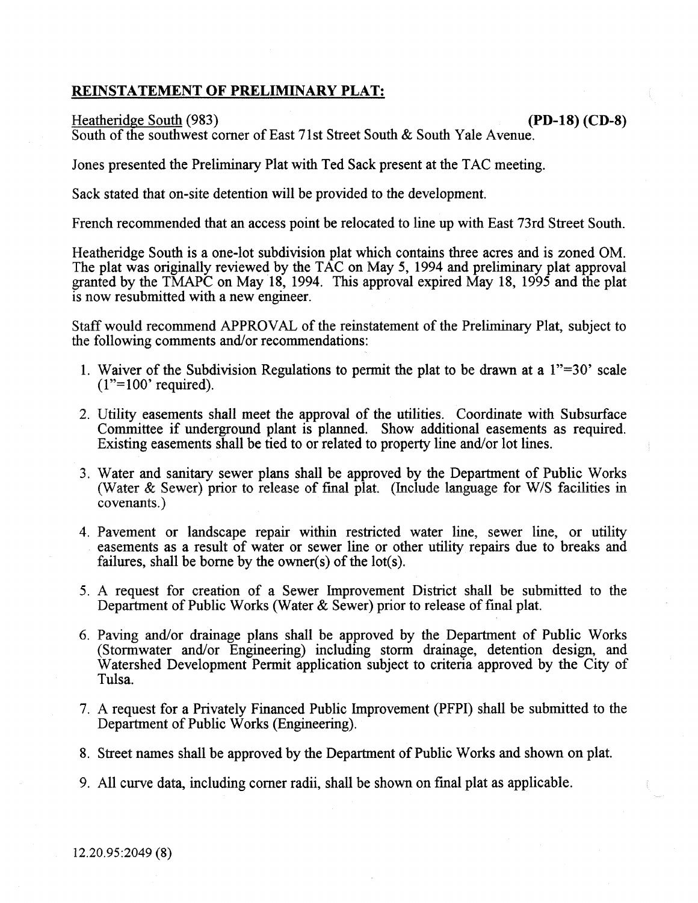**REINSTATEMENT OF PRELIMINARY PLAT:**

Heatheridge South (983) **(PD-18) (CD-8)**
South of the southwest corner of East 71st Street South & South Yale Avenue.

Jones presented the Preliminary Plat with Ted Sack present at the TAC meeting.

Sack stated that on-site detention will be provided to the development.

French recommended that an access point be relocated to line up with East 73rd Street South.

Heatheridge South is a one-lot subdivision plat which contains three acres and is zoned OM. The plat was originally reviewed by the TAC on May 5, 1994 and preliminary plat approval granted by the TMAPC on May 18, 1994. This approval expired May 18, 1995 and the plat is now resubmitted with a new engineer.

Staff would recommend APPROVAL of the reinstatement of the Preliminary Plat, subject to the following comments and/or recommendations:

1. Waiver of the Subdivision Regulations to permit the plat to be drawn at a 1"=30' scale (1"=100' required).
2. Utility easements shall meet the approval of the utilities. Coordinate with Subsurface Committee if underground plant is planned. Show additional easements as required. Existing easements shall be tied to or related to property line and/or lot lines.
3. Water and sanitary sewer plans shall be approved by the Department of Public Works (Water & Sewer) prior to release of final plat. (Include language for W/S facilities in covenants.)
4. Pavement or landscape repair within restricted water line, sewer line, or utility easements as a result of water or sewer line or other utility repairs due to breaks and failures, shall be borne by the owner(s) of the lot(s).
5. A request for creation of a Sewer Improvement District shall be submitted to the Department of Public Works (Water & Sewer) prior to release of final plat.
6. Paving and/or drainage plans shall be approved by the Department of Public Works (Stormwater and/or Engineering) including storm drainage, detention design, and Watershed Development Permit application subject to criteria approved by the City of Tulsa.
7. A request for a Privately Financed Public Improvement (PFPI) shall be submitted to the Department of Public Works (Engineering).
8. Street names shall be approved by the Department of Public Works and shown on plat.
9. All curve data, including corner radii, shall be shown on final plat as applicable.

12.20.95:2049 (8)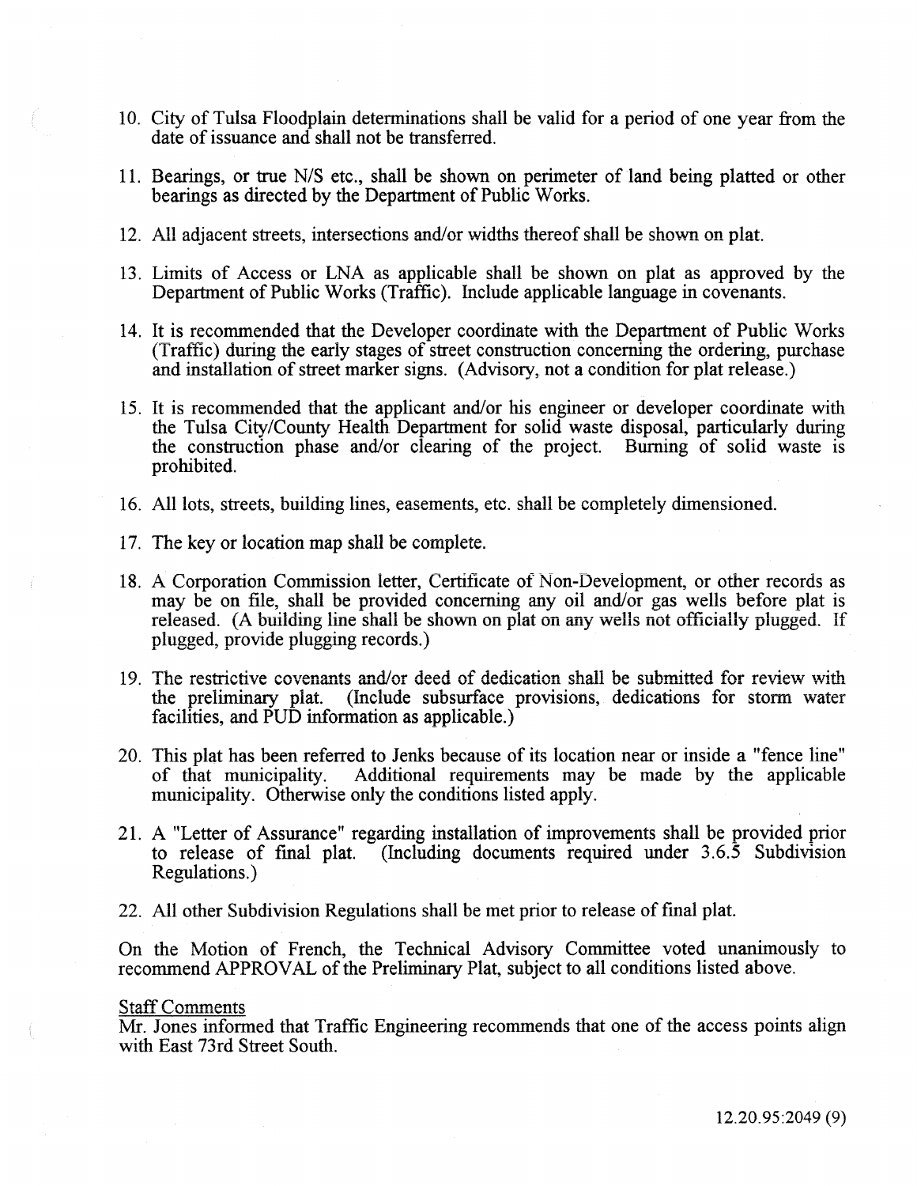10. City of Tulsa Floodplain determinations shall be valid for a period of one year from the date of issuance and shall not be transferred.

11. Bearings, or true N/S etc., shall be shown on perimeter of land being platted or other bearings as directed by the Department of Public Works.

12. All adjacent streets, intersections and/or widths thereof shall be shown on plat.

13. Limits of Access or LNA as applicable shall be shown on plat as approved by the Department of Public Works (Traffic). Include applicable language in covenants.

14. It is recommended that the Developer coordinate with the Department of Public Works (Traffic) during the early stages of street construction concerning the ordering, purchase and installation of street marker signs. (Advisory, not a condition for plat release.)

15. It is recommended that the applicant and/or his engineer or developer coordinate with the Tulsa City/County Health Department for solid waste disposal, particularly during the construction phase and/or clearing of the project. Burning of solid waste is prohibited.

16. All lots, streets, building lines, easements, etc. shall be completely dimensioned.

17. The key or location map shall be complete.

18. A Corporation Commission letter, Certificate of Non-Development, or other records as may be on file, shall be provided concerning any oil and/or gas wells before plat is released. (A building line shall be shown on plat on any wells not officially plugged. If plugged, provide plugging records.)

19. The restrictive covenants and/or deed of dedication shall be submitted for review with the preliminary plat. (Include subsurface provisions, dedications for storm water facilities, and PUD information as applicable.)

20. This plat has been referred to Jenks because of its location near or inside a "fence line" of that municipality. Additional requirements may be made by the applicable municipality. Otherwise only the conditions listed apply.

21. A "Letter of Assurance" regarding installation of improvements shall be provided prior to release of final plat. (Including documents required under 3.6.5 Subdivision Regulations.)

22. All other Subdivision Regulations shall be met prior to release of final plat.

On the Motion of French, the Technical Advisory Committee voted unanimously to recommend APPROVAL of the Preliminary Plat, subject to all conditions listed above.

Staff Comments

Mr. Jones informed that Traffic Engineering recommends that one of the access points align with East 73rd Street South.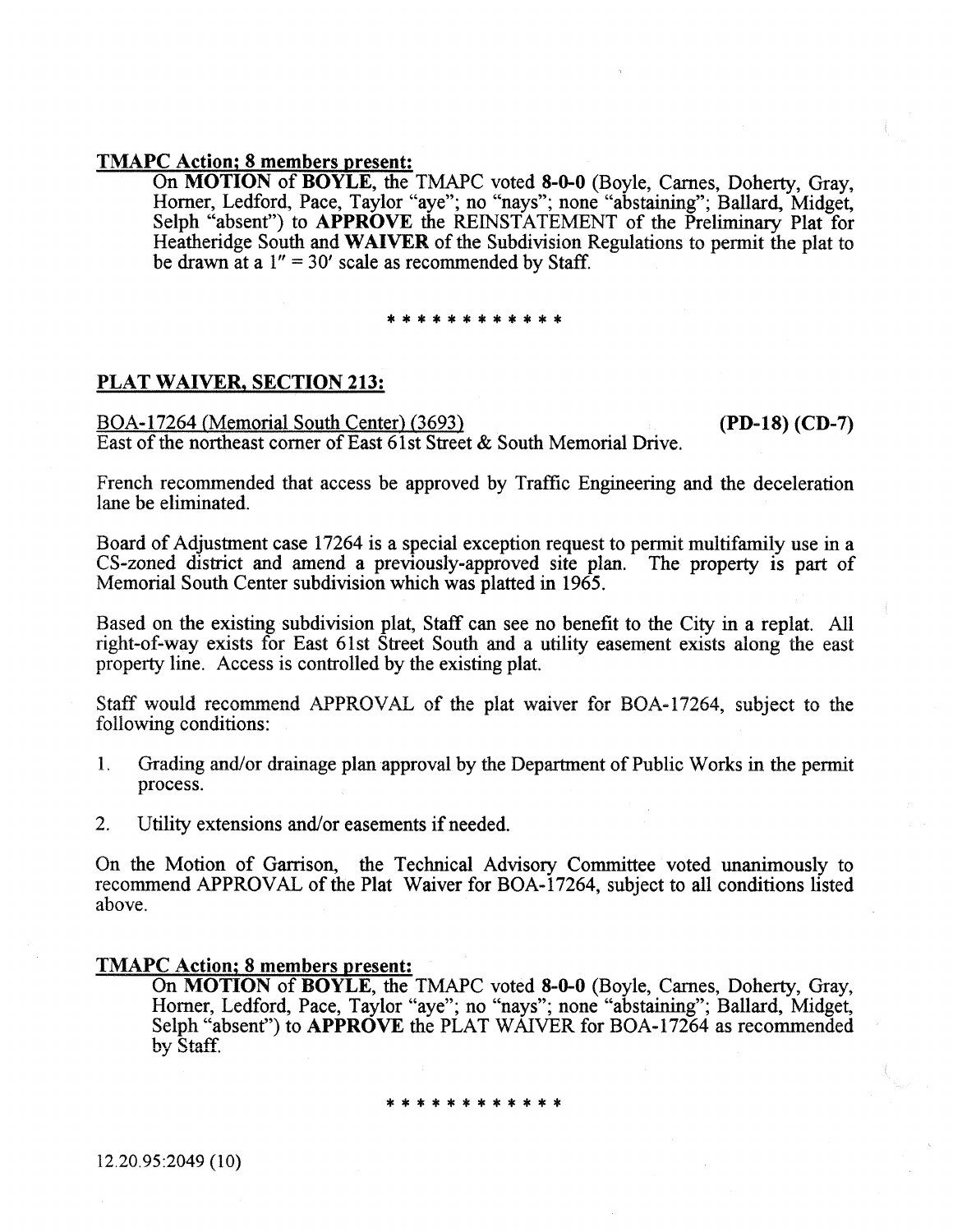**TMAPC Action; 8 members present:**

On **MOTION** of **BOYLE**, the TMAPC voted **8-0-0** (Boyle, Carnes, Doherty, Gray, Horner, Ledford, Pace, Taylor "aye"; no "nays"; none "abstaining"; Ballard, Midget, Selph "absent") to **APPROVE** the REINSTATEMENT of the Preliminary Plat for Heatheridge South and **WAIVER** of the Subdivision Regulations to permit the plat to be drawn at a 1" = 30' scale as recommended by Staff.

* * * * * * * * * * * *

**PLAT WAIVER, SECTION 213:**

BOA-17264 (Memorial South Center) (3693) **(PD-18) (CD-7)**
East of the northeast corner of East 61st Street & South Memorial Drive.

French recommended that access be approved by Traffic Engineering and the deceleration lane be eliminated.

Board of Adjustment case 17264 is a special exception request to permit multifamily use in a CS-zoned district and amend a previously-approved site plan. The property is part of Memorial South Center subdivision which was platted in 1965.

Based on the existing subdivision plat, Staff can see no benefit to the City in a replat. All right-of-way exists for East 61st Street South and a utility easement exists along the east property line. Access is controlled by the existing plat.

Staff would recommend APPROVAL of the plat waiver for BOA-17264, subject to the following conditions:

1. Grading and/or drainage plan approval by the Department of Public Works in the permit process.

2. Utility extensions and/or easements if needed.

On the Motion of Garrison, the Technical Advisory Committee voted unanimously to recommend APPROVAL of the Plat Waiver for BOA-17264, subject to all conditions listed above.

**TMAPC Action; 8 members present:**

On **MOTION** of **BOYLE**, the TMAPC voted **8-0-0** (Boyle, Carnes, Doherty, Gray, Horner, Ledford, Pace, Taylor "aye"; no "nays"; none "abstaining"; Ballard, Midget, Selph "absent") to **APPROVE** the PLAT WAIVER for BOA-17264 as recommended by Staff.

* * * * * * * * * * * *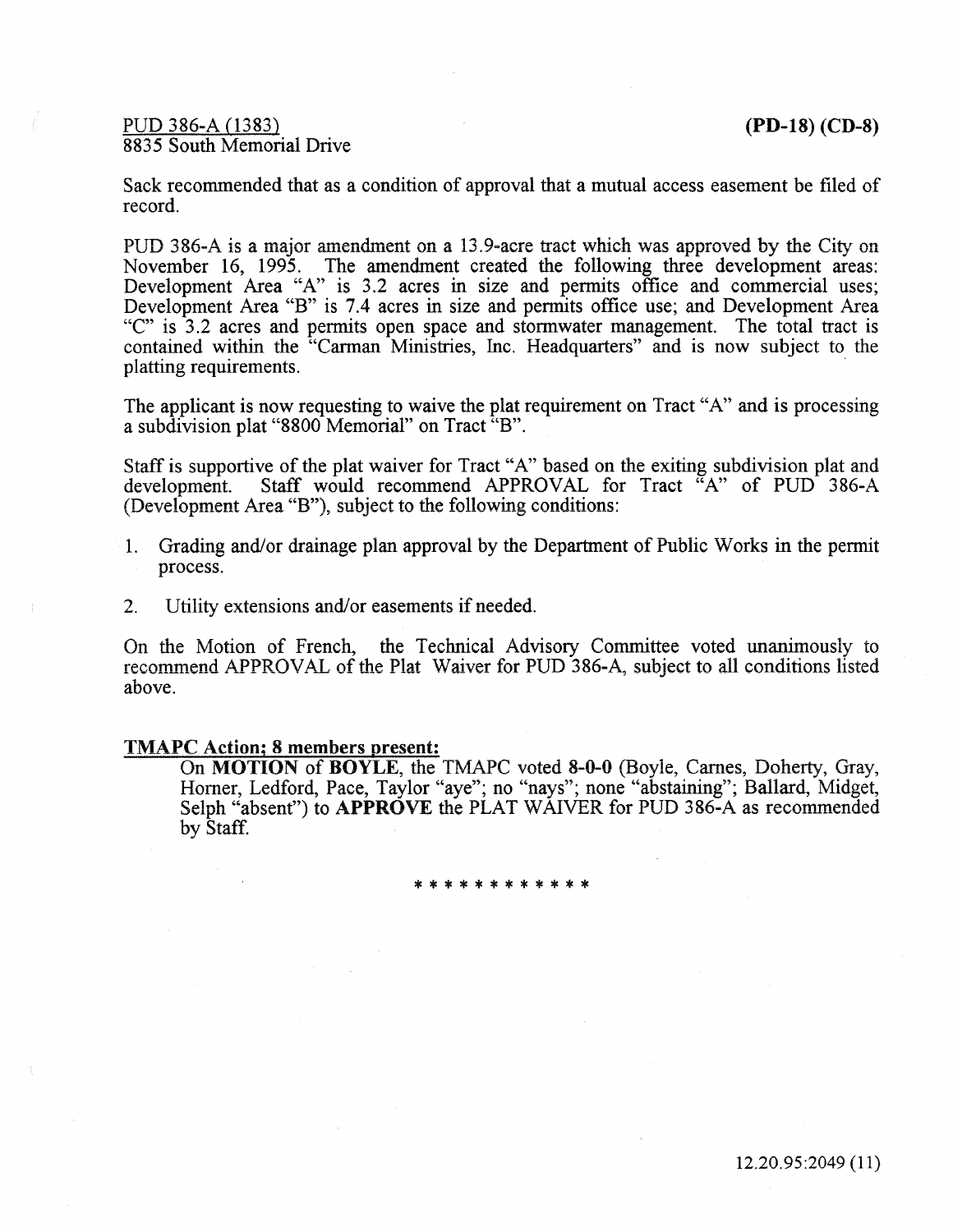PUD 386-A (1383) **(PD-18) (CD-8)**
8835 South Memorial Drive

Sack recommended that as a condition of approval that a mutual access easement be filed of record.

PUD 386-A is a major amendment on a 13.9-acre tract which was approved by the City on November 16, 1995. The amendment created the following three development areas: Development Area "A" is 3.2 acres in size and permits office and commercial uses; Development Area "B" is 7.4 acres in size and permits office use; and Development Area "C" is 3.2 acres and permits open space and stormwater management. The total tract is contained within the "Carman Ministries, Inc. Headquarters" and is now subject to the platting requirements.

The applicant is now requesting to waive the plat requirement on Tract "A" and is processing a subdivision plat "8800 Memorial" on Tract "B".

Staff is supportive of the plat waiver for Tract "A" based on the exiting subdivision plat and development. Staff would recommend APPROVAL for Tract "A" of PUD 386-A (Development Area "B"), subject to the following conditions:

1. Grading and/or drainage plan approval by the Department of Public Works in the permit process.
2. Utility extensions and/or easements if needed.

On the Motion of French, the Technical Advisory Committee voted unanimously to recommend APPROVAL of the Plat Waiver for PUD 386-A, subject to all conditions listed above.

**TMAPC Action; 8 members present:**

On **MOTION** of **BOYLE**, the TMAPC voted **8-0-0** (Boyle, Carnes, Doherty, Gray, Horner, Ledford, Pace, Taylor "aye"; no "nays"; none "abstaining"; Ballard, Midget, Selph "absent") to **APPROVE** the PLAT WAIVER for PUD 386-A as recommended by Staff.

\* \* \* \* \* \* \* \* \* \* \* \*

12.20.95:2049 (11)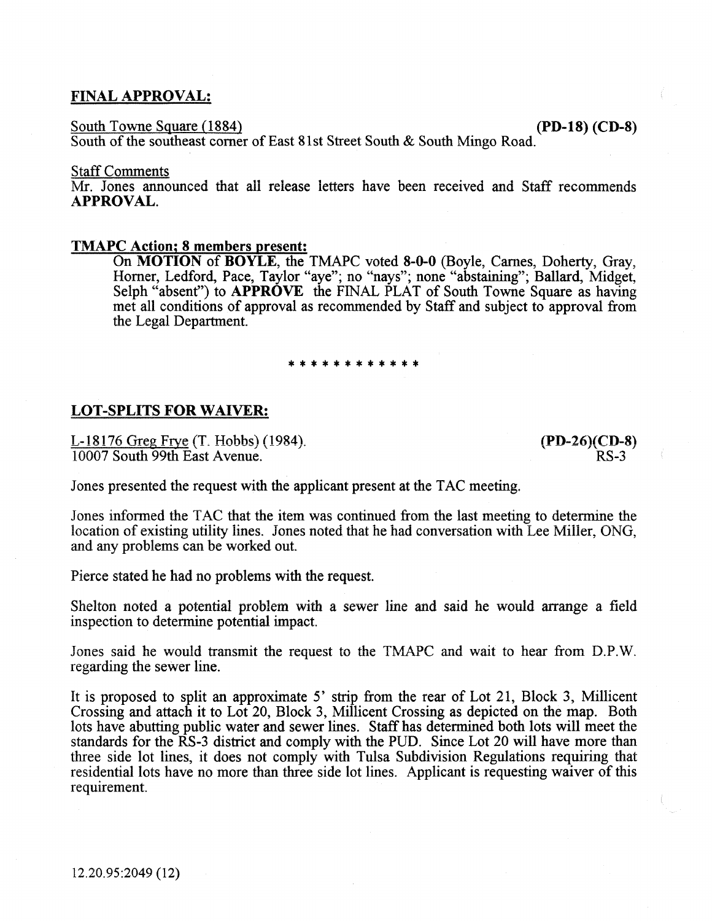## FINAL APPROVAL:

South Towne Square (1884) **(PD-18) (CD-8)**
South of the southeast corner of East 81st Street South & South Mingo Road.

Staff Comments
Mr. Jones announced that all release letters have been received and Staff recommends **APPROVAL**.

**TMAPC Action; 8 members present:**

On **MOTION** of **BOYLE**, the TMAPC voted **8-0-0** (Boyle, Carnes, Doherty, Gray, Horner, Ledford, Pace, Taylor "aye"; no "nays"; none "abstaining"; Ballard, Midget, Selph "absent") to **APPROVE** the FINAL PLAT of South Towne Square as having met all conditions of approval as recommended by Staff and subject to approval from the Legal Department.

\* \* \* \* \* \* \* \* \* \* \* \*

## LOT-SPLITS FOR WAIVER:

L-18176 Greg Frye (T. Hobbs) (1984). **(PD-26)(CD-8)**
10007 South 99th East Avenue. RS-3

Jones presented the request with the applicant present at the TAC meeting.

Jones informed the TAC that the item was continued from the last meeting to determine the location of existing utility lines. Jones noted that he had conversation with Lee Miller, ONG, and any problems can be worked out.

Pierce stated he had no problems with the request.

Shelton noted a potential problem with a sewer line and said he would arrange a field inspection to determine potential impact.

Jones said he would transmit the request to the TMAPC and wait to hear from D.P.W. regarding the sewer line.

It is proposed to split an approximate 5' strip from the rear of Lot 21, Block 3, Millicent Crossing and attach it to Lot 20, Block 3, Millicent Crossing as depicted on the map. Both lots have abutting public water and sewer lines. Staff has determined both lots will meet the standards for the RS-3 district and comply with the PUD. Since Lot 20 will have more than three side lot lines, it does not comply with Tulsa Subdivision Regulations requiring that residential lots have no more than three side lot lines. Applicant is requesting waiver of this requirement.

12.20.95:2049 (12)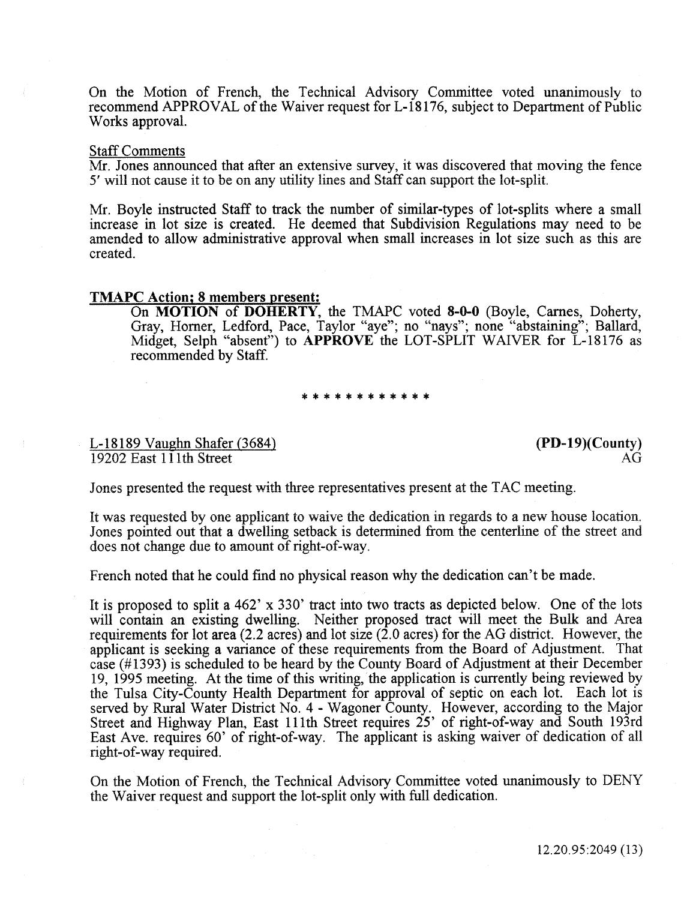On the Motion of French, the Technical Advisory Committee voted unanimously to recommend APPROVAL of the Waiver request for L-18176, subject to Department of Public Works approval.

Staff Comments

Mr. Jones announced that after an extensive survey, it was discovered that moving the fence 5' will not cause it to be on any utility lines and Staff can support the lot-split.

Mr. Boyle instructed Staff to track the number of similar-types of lot-splits where a small increase in lot size is created. He deemed that Subdivision Regulations may need to be amended to allow administrative approval when small increases in lot size such as this are created.

**TMAPC Action; 8 members present:**

On **MOTION** of **DOHERTY**, the TMAPC voted **8-0-0** (Boyle, Carnes, Doherty, Gray, Horner, Ledford, Pace, Taylor "aye"; no "nays"; none "abstaining"; Ballard, Midget, Selph "absent") to **APPROVE** the LOT-SPLIT WAIVER for L-18176 as recommended by Staff.

* * * * * * * * * * * *

L-18189 Vaughn Shafer (3684) **(PD-19)(County)**
19202 East 111th Street AG

Jones presented the request with three representatives present at the TAC meeting.

It was requested by one applicant to waive the dedication in regards to a new house location. Jones pointed out that a dwelling setback is determined from the centerline of the street and does not change due to amount of right-of-way.

French noted that he could find no physical reason why the dedication can't be made.

It is proposed to split a 462' x 330' tract into two tracts as depicted below. One of the lots will contain an existing dwelling. Neither proposed tract will meet the Bulk and Area requirements for lot area (2.2 acres) and lot size (2.0 acres) for the AG district. However, the applicant is seeking a variance of these requirements from the Board of Adjustment. That case (#1393) is scheduled to be heard by the County Board of Adjustment at their December 19, 1995 meeting. At the time of this writing, the application is currently being reviewed by the Tulsa City-County Health Department for approval of septic on each lot. Each lot is served by Rural Water District No. 4 - Wagoner County. However, according to the Major Street and Highway Plan, East 111th Street requires 25' of right-of-way and South 193rd East Ave. requires 60' of right-of-way. The applicant is asking waiver of dedication of all right-of-way required.

On the Motion of French, the Technical Advisory Committee voted unanimously to DENY the Waiver request and support the lot-split only with full dedication.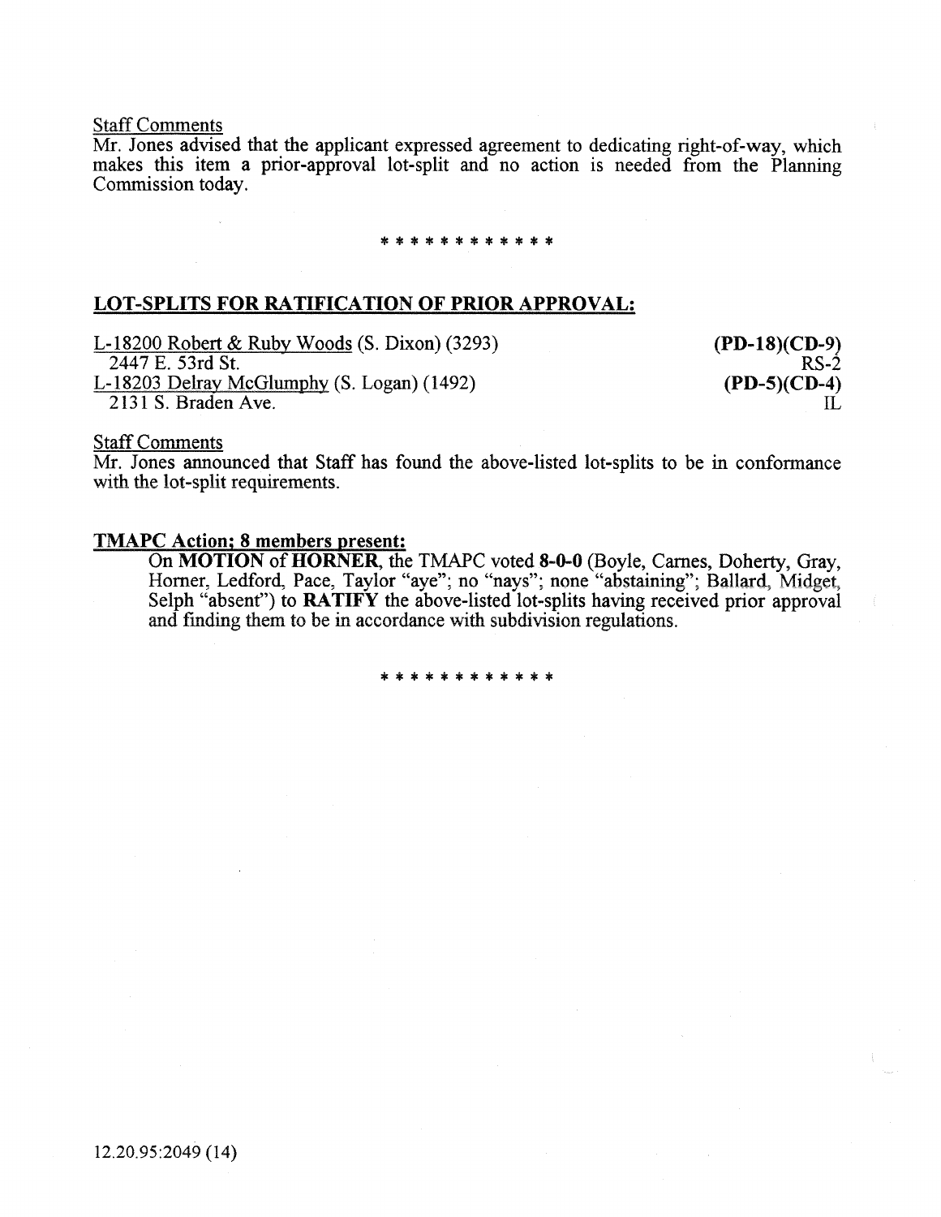Staff Comments

Mr. Jones advised that the applicant expressed agreement to dedicating right-of-way, which makes this item a prior-approval lot-split and no action is needed from the Planning Commission today.

\* \* \* \* \* \* \* \* \* \* \* \*

## LOT-SPLITS FOR RATIFICATION OF PRIOR APPROVAL:

| | |
|---|---|
| L-18200 Robert & Ruby Woods (S. Dixon) (3293) | **(PD-18)(CD-9)** |
| 2447 E. 53rd St. | RS-2 |
| L-18203 Delray McGlumphy (S. Logan) (1492) | **(PD-5)(CD-4)** |
| 2131 S. Braden Ave. | IL |

Staff Comments

Mr. Jones announced that Staff has found the above-listed lot-splits to be in conformance with the lot-split requirements.

**TMAPC Action; 8 members present:**

On **MOTION** of **HORNER**, the TMAPC voted **8-0-0** (Boyle, Carnes, Doherty, Gray, Horner, Ledford, Pace, Taylor "aye"; no "nays"; none "abstaining"; Ballard, Midget, Selph "absent") to **RATIFY** the above-listed lot-splits having received prior approval and finding them to be in accordance with subdivision regulations.

\* \* \* \* \* \* \* \* \* \* \* \*

12.20.95:2049 (14)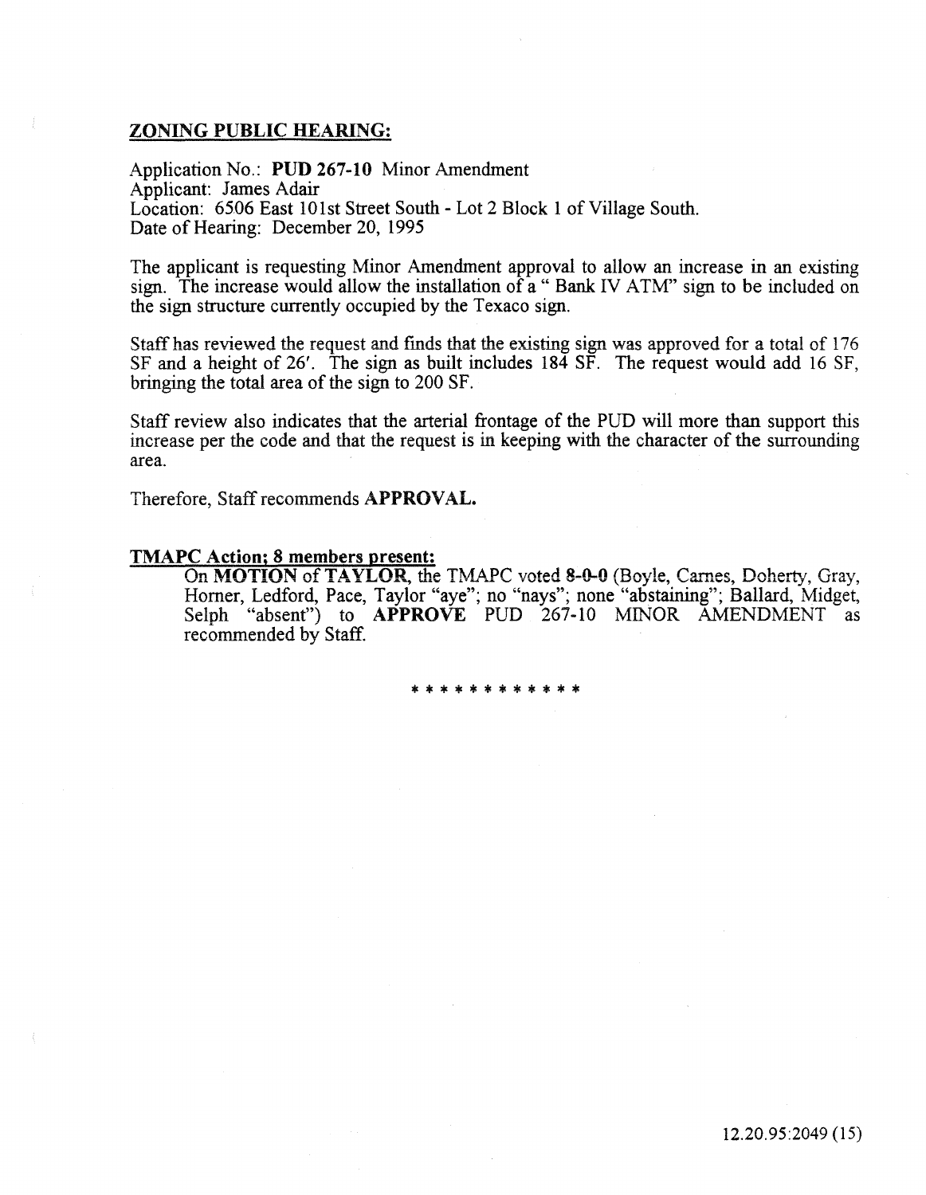**ZONING PUBLIC HEARING:**

Application No.: **PUD 267-10** Minor Amendment
Applicant: James Adair
Location: 6506 East 101st Street South - Lot 2 Block 1 of Village South.
Date of Hearing: December 20, 1995

The applicant is requesting Minor Amendment approval to allow an increase in an existing sign. The increase would allow the installation of a " Bank IV ATM" sign to be included on the sign structure currently occupied by the Texaco sign.

Staff has reviewed the request and finds that the existing sign was approved for a total of 176 SF and a height of 26'. The sign as built includes 184 SF. The request would add 16 SF, bringing the total area of the sign to 200 SF.

Staff review also indicates that the arterial frontage of the PUD will more than support this increase per the code and that the request is in keeping with the character of the surrounding area.

Therefore, Staff recommends **APPROVAL.**

**TMAPC Action; 8 members present:**

On **MOTION** of **TAYLOR**, the TMAPC voted 8-0-0 (Boyle, Carnes, Doherty, Gray, Horner, Ledford, Pace, Taylor "aye"; no "nays"; none "abstaining"; Ballard, Midget, Selph "absent") to **APPROVE** PUD 267-10 MINOR AMENDMENT as recommended by Staff.

\* \* \* \* \* \* \* \* \* \* \* \*

12.20.95:2049 (15)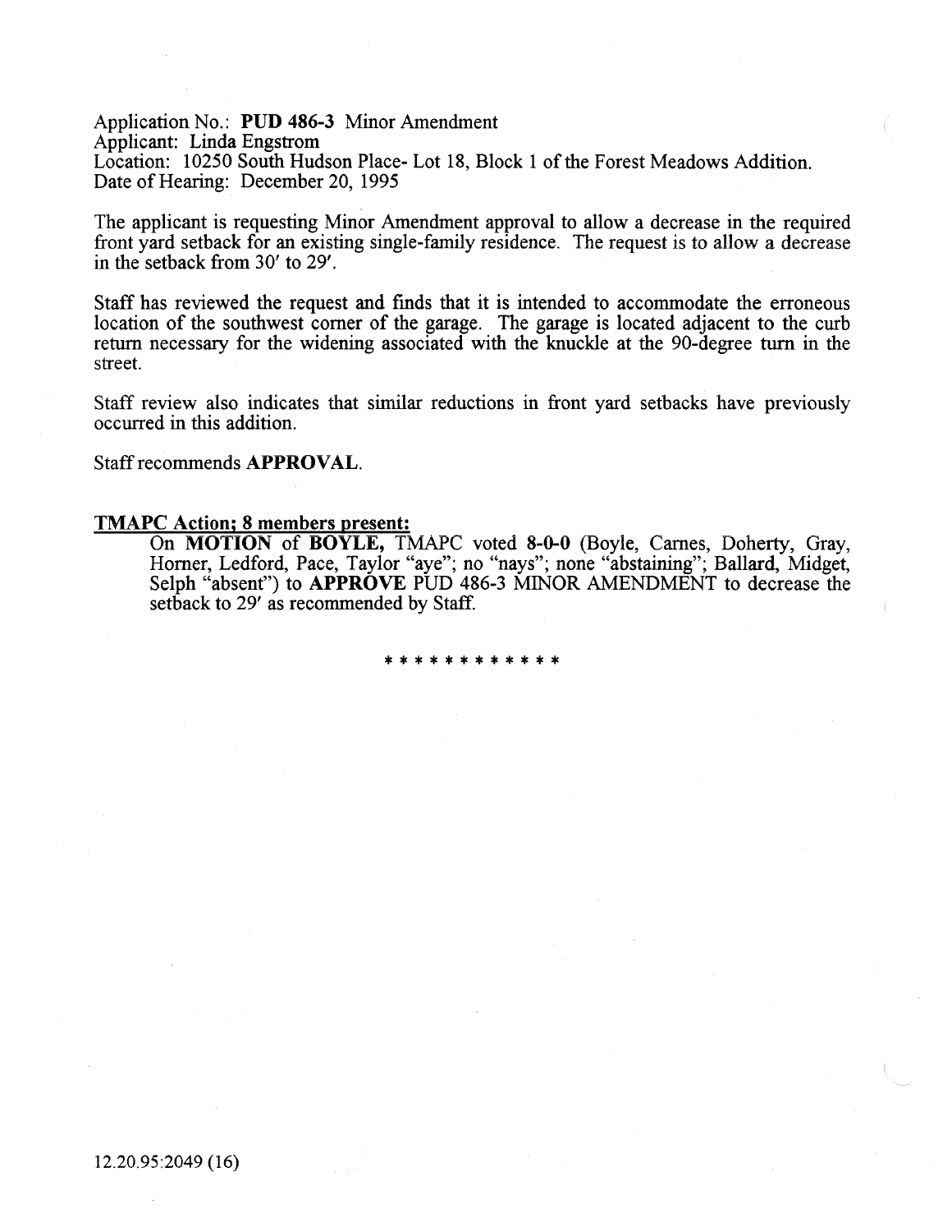Application No.: **PUD 486-3** Minor Amendment
Applicant: Linda Engstrom
Location: 10250 South Hudson Place- Lot 18, Block 1 of the Forest Meadows Addition.
Date of Hearing: December 20, 1995

The applicant is requesting Minor Amendment approval to allow a decrease in the required front yard setback for an existing single-family residence. The request is to allow a decrease in the setback from 30' to 29'.

Staff has reviewed the request and finds that it is intended to accommodate the erroneous location of the southwest corner of the garage. The garage is located adjacent to the curb return necessary for the widening associated with the knuckle at the 90-degree turn in the street.

Staff review also indicates that similar reductions in front yard setbacks have previously occurred in this addition.

Staff recommends **APPROVAL**.

**TMAPC Action; 8 members present:**

On **MOTION** of **BOYLE,** TMAPC voted **8-0-0** (Boyle, Carnes, Doherty, Gray, Horner, Ledford, Pace, Taylor "aye"; no "nays"; none "abstaining"; Ballard, Midget, Selph "absent") to **APPROVE** PUD 486-3 MINOR AMENDMENT to decrease the setback to 29' as recommended by Staff.

* * * * * * * * * * * *

12.20.95:2049 (16)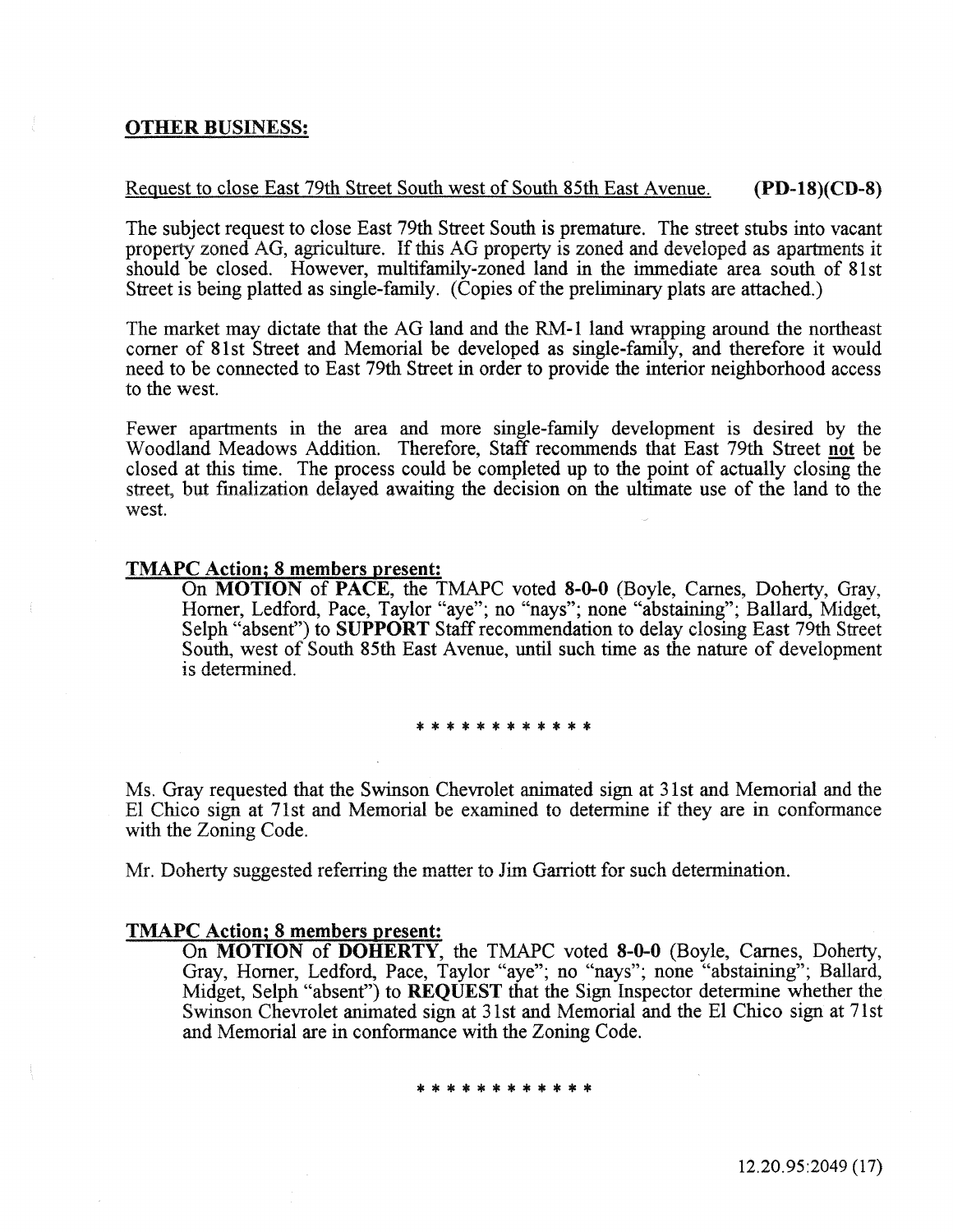## OTHER BUSINESS:

Request to close East 79th Street South west of South 85th East Avenue. **(PD-18)(CD-8)**

The subject request to close East 79th Street South is premature. The street stubs into vacant property zoned AG, agriculture. If this AG property is zoned and developed as apartments it should be closed. However, multifamily-zoned land in the immediate area south of 81st Street is being platted as single-family. (Copies of the preliminary plats are attached.)

The market may dictate that the AG land and the RM-1 land wrapping around the northeast corner of 81st Street and Memorial be developed as single-family, and therefore it would need to be connected to East 79th Street in order to provide the interior neighborhood access to the west.

Fewer apartments in the area and more single-family development is desired by the Woodland Meadows Addition. Therefore, Staff recommends that East 79th Street not be closed at this time. The process could be completed up to the point of actually closing the street, but finalization delayed awaiting the decision on the ultimate use of the land to the west.

**TMAPC Action; 8 members present:**

On **MOTION** of **PACE**, the TMAPC voted **8-0-0** (Boyle, Carnes, Doherty, Gray, Horner, Ledford, Pace, Taylor "aye"; no "nays"; none "abstaining"; Ballard, Midget, Selph "absent") to **SUPPORT** Staff recommendation to delay closing East 79th Street South, west of South 85th East Avenue, until such time as the nature of development is determined.

* * * * * * * * * * * *

Ms. Gray requested that the Swinson Chevrolet animated sign at 31st and Memorial and the El Chico sign at 71st and Memorial be examined to determine if they are in conformance with the Zoning Code.

Mr. Doherty suggested referring the matter to Jim Garriott for such determination.

**TMAPC Action; 8 members present:**

On **MOTION** of **DOHERTY**, the TMAPC voted **8-0-0** (Boyle, Carnes, Doherty, Gray, Horner, Ledford, Pace, Taylor "aye"; no "nays"; none "abstaining"; Ballard, Midget, Selph "absent") to **REQUEST** that the Sign Inspector determine whether the Swinson Chevrolet animated sign at 31st and Memorial and the El Chico sign at 71st and Memorial are in conformance with the Zoning Code.

* * * * * * * * * * * *

12.20.95:2049 (17)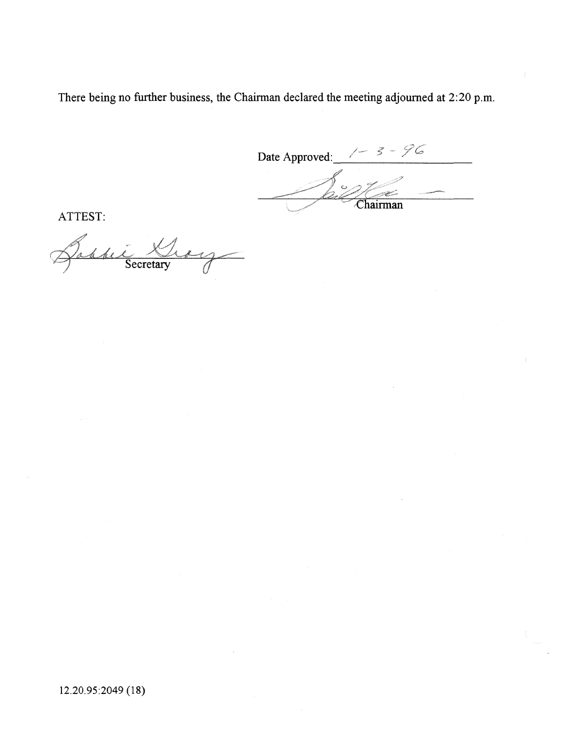There being no further business, the Chairman declared the meeting adjourned at 2:20 p.m.

Date Approved: 1-3-96

Chairman

ATTEST:

Secretary

12.20.95:2049 (18)